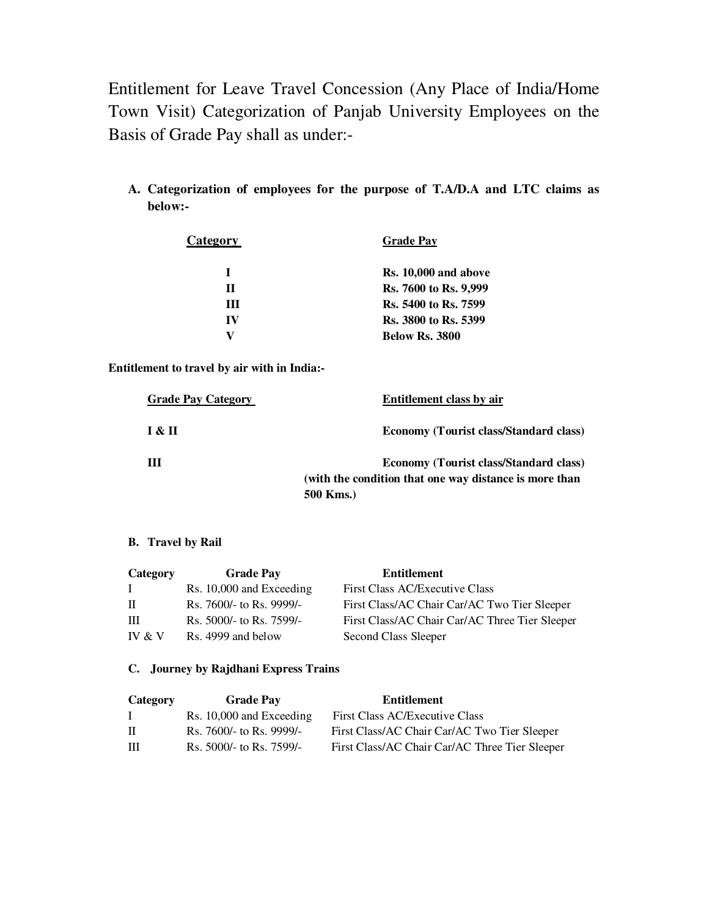Entitlement for Leave Travel Concession (Any Place of India/Home Town Visit) Categorization of Panjab University Employees on the Basis of Grade Pay shall as under:-

**A. Categorization of employees for the purpose of T.A/D.A and LTC claims as below:-**

| Category | Grade Pay |
|---|---|
| **I** | **Rs. 10,000 and above** |
| **II** | **Rs. 7600 to Rs. 9,999** |
| **III** | **Rs. 5400 to Rs. 7599** |
| **IV** | **Rs. 3800 to Rs. 5399** |
| **V** | **Below Rs. 3800** |

**Entitlement to travel by air with in India:-**

| Grade Pay Category | Entitlement class by air |
|---|---|
| **I & II** | **Economy (Tourist class/Standard class)** |
| **III** | **Economy (Tourist class/Standard class) (with the condition that one way distance is more than 500 Kms.)** |

**B. Travel by Rail**

| Category | Grade Pay | Entitlement |
|---|---|---|
| I | Rs. 10,000 and Exceeding | First Class AC/Executive Class |
| II | Rs. 7600/- to Rs. 9999/- | First Class/AC Chair Car/AC Two Tier Sleeper |
| III | Rs. 5000/- to Rs. 7599/- | First Class/AC Chair Car/AC Three Tier Sleeper |
| IV & V | Rs. 4999 and below | Second Class Sleeper |

**C. Journey by Rajdhani Express Trains**

| Category | Grade Pay | Entitlement |
|---|---|---|
| I | Rs. 10,000 and Exceeding | First Class AC/Executive Class |
| II | Rs. 7600/- to Rs. 9999/- | First Class/AC Chair Car/AC Two Tier Sleeper |
| III | Rs. 5000/- to Rs. 7599/- | First Class/AC Chair Car/AC Three Tier Sleeper |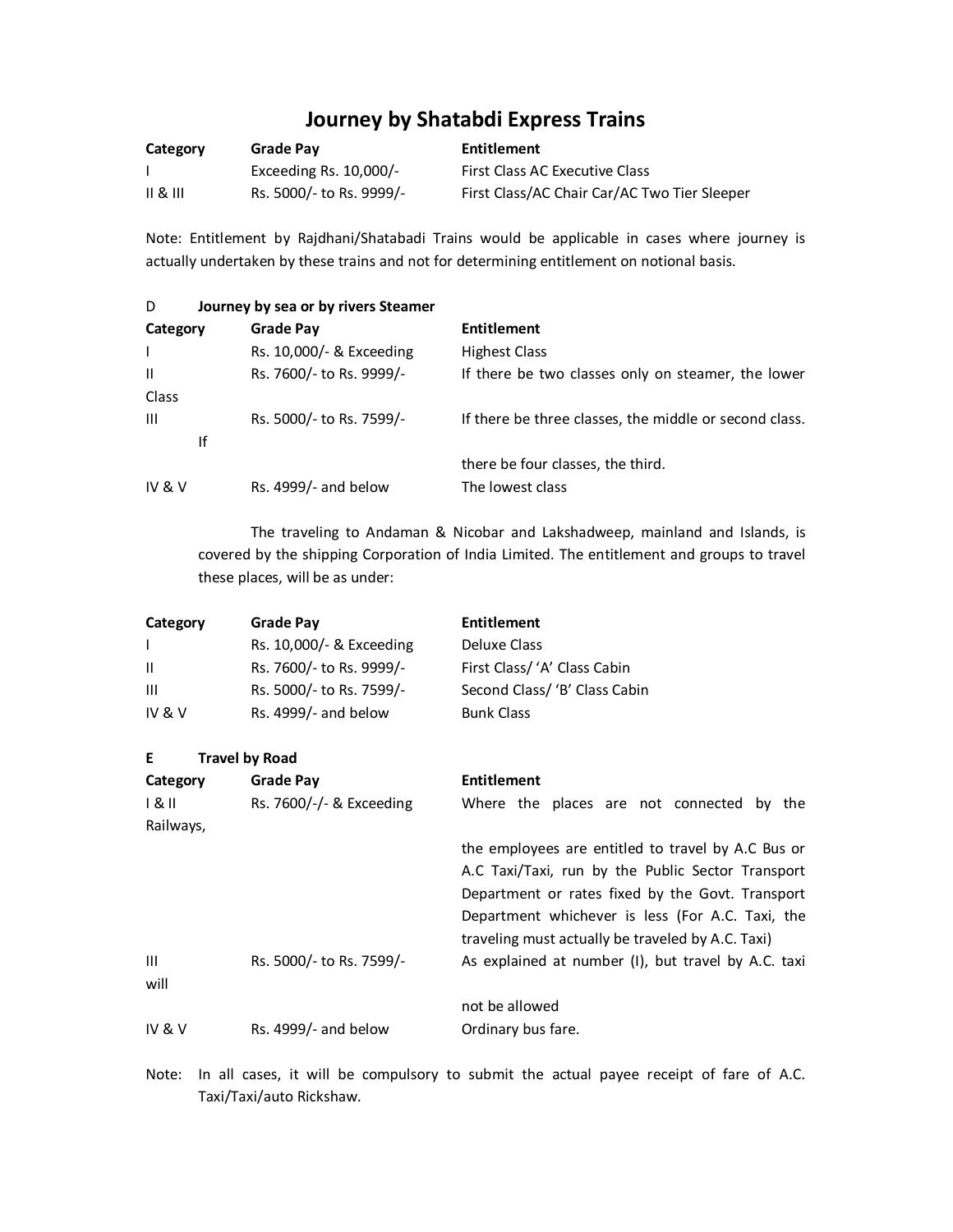# Journey by Shatabdi Express Trains

| Category | Grade Pay | Entitlement |
|---|---|---|
| I | Exceeding Rs. 10,000/- | First Class AC Executive Class |
| II & III | Rs. 5000/- to Rs. 9999/- | First Class/AC Chair Car/AC Two Tier Sleeper |

Note: Entitlement by Rajdhani/Shatabadi Trains would be applicable in cases where journey is actually undertaken by these trains and not for determining entitlement on notional basis.

**D Journey by sea or by rivers Steamer**

| Category | Grade Pay | Entitlement |
|---|---|---|
| I | Rs. 10,000/- & Exceeding | Highest Class |
| II | Rs. 7600/- to Rs. 9999/- | If there be two classes only on steamer, the lower Class |
| III | Rs. 5000/- to Rs. 7599/- | If there be three classes, the middle or second class. If there be four classes, the third. |
| IV & V | Rs. 4999/- and below | The lowest class |

The traveling to Andaman & Nicobar and Lakshadweep, mainland and Islands, is covered by the shipping Corporation of India Limited. The entitlement and groups to travel these places, will be as under:

| Category | Grade Pay | Entitlement |
|---|---|---|
| I | Rs. 10,000/- & Exceeding | Deluxe Class |
| II | Rs. 7600/- to Rs. 9999/- | First Class/ 'A' Class Cabin |
| III | Rs. 5000/- to Rs. 7599/- | Second Class/ 'B' Class Cabin |
| IV & V | Rs. 4999/- and below | Bunk Class |

**E Travel by Road**

| Category | Grade Pay | Entitlement |
|---|---|---|
| I & II | Rs. 7600/-/- & Exceeding | Where the places are not connected by the Railways, the employees are entitled to travel by A.C Bus or A.C Taxi/Taxi, run by the Public Sector Transport Department or rates fixed by the Govt. Transport Department whichever is less (For A.C. Taxi, the traveling must actually be traveled by A.C. Taxi) |
| III | Rs. 5000/- to Rs. 7599/- | As explained at number (I), but travel by A.C. taxi will not be allowed |
| IV & V | Rs. 4999/- and below | Ordinary bus fare. |

Note: In all cases, it will be compulsory to submit the actual payee receipt of fare of A.C. Taxi/Taxi/auto Rickshaw.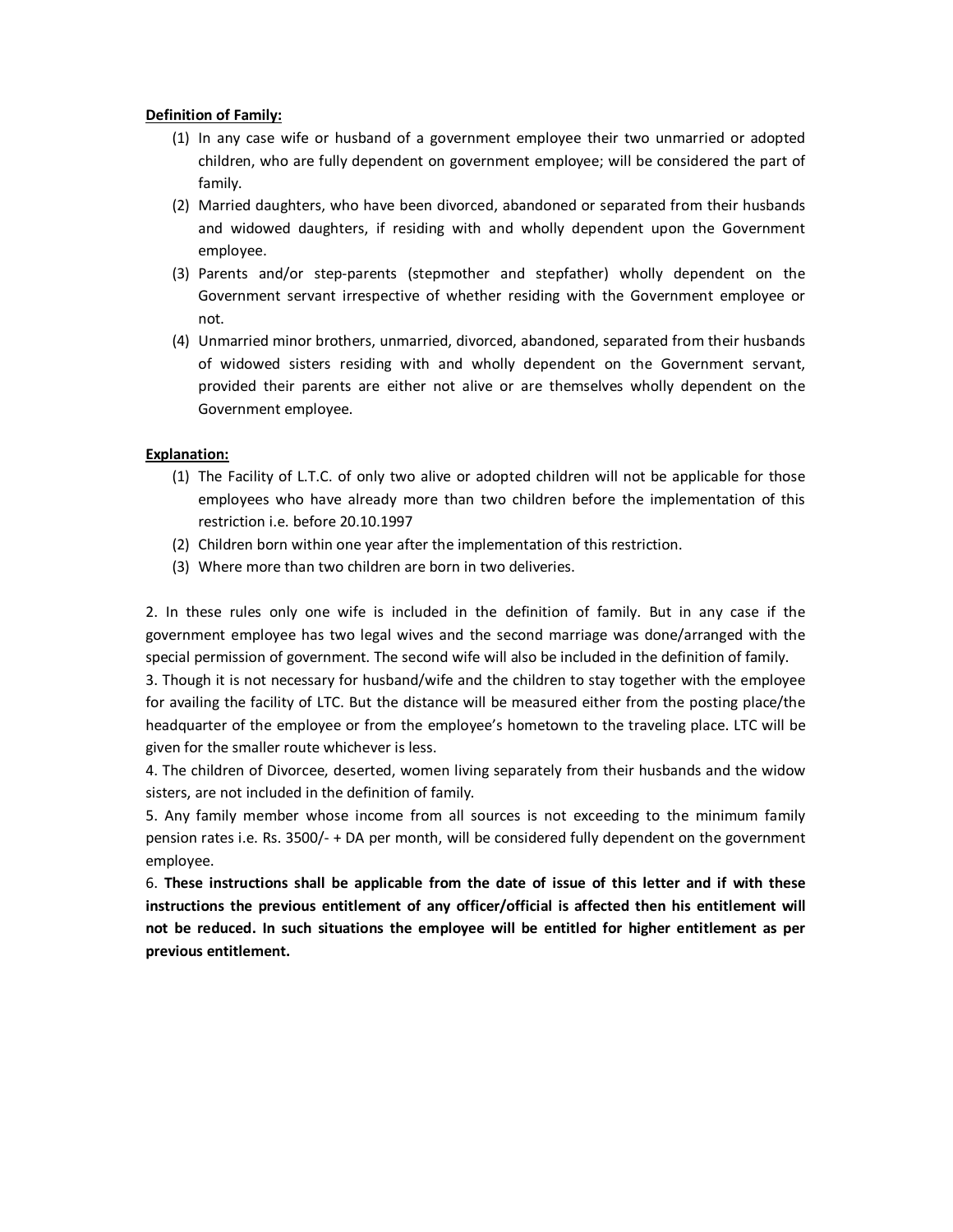**Definition of Family:**

(1) In any case wife or husband of a government employee their two unmarried or adopted children, who are fully dependent on government employee; will be considered the part of family.

(2) Married daughters, who have been divorced, abandoned or separated from their husbands and widowed daughters, if residing with and wholly dependent upon the Government employee.

(3) Parents and/or step-parents (stepmother and stepfather) wholly dependent on the Government servant irrespective of whether residing with the Government employee or not.

(4) Unmarried minor brothers, unmarried, divorced, abandoned, separated from their husbands of widowed sisters residing with and wholly dependent on the Government servant, provided their parents are either not alive or are themselves wholly dependent on the Government employee.

**Explanation:**

(1) The Facility of L.T.C. of only two alive or adopted children will not be applicable for those employees who have already more than two children before the implementation of this restriction i.e. before 20.10.1997

(2) Children born within one year after the implementation of this restriction.

(3) Where more than two children are born in two deliveries.

2. In these rules only one wife is included in the definition of family. But in any case if the government employee has two legal wives and the second marriage was done/arranged with the special permission of government. The second wife will also be included in the definition of family.

3. Though it is not necessary for husband/wife and the children to stay together with the employee for availing the facility of LTC. But the distance will be measured either from the posting place/the headquarter of the employee or from the employee's hometown to the traveling place. LTC will be given for the smaller route whichever is less.

4. The children of Divorcee, deserted, women living separately from their husbands and the widow sisters, are not included in the definition of family.

5. Any family member whose income from all sources is not exceeding to the minimum family pension rates i.e. Rs. 3500/- + DA per month, will be considered fully dependent on the government employee.

6. **These instructions shall be applicable from the date of issue of this letter and if with these instructions the previous entitlement of any officer/official is affected then his entitlement will not be reduced. In such situations the employee will be entitled for higher entitlement as per previous entitlement.**